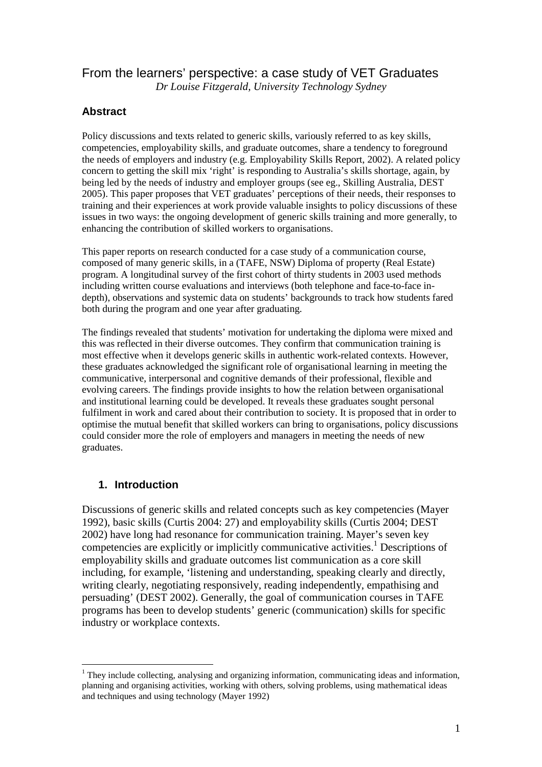# From the learners' perspective: a case study of VET Graduates

*Dr Louise Fitzgerald, University Technology Sydney*

## Abstract

Policy discussions and texts related to generic skills, variously referred to as key skills, competencies, employability skills, and graduate outcomes, share a tendency to foreground the needs of employers and industry (e.g. Employability Skills Report, 2002). A related policy concern to getting the skill mix 'right' is responding to Australia's skills shortage, again, by being led by the needs of industry and employer groups (see eg., Skilling Australia, DEST 2005). This paper proposes that VET graduates' perceptions of their needs, their responses to training and their experiences at work provide valuable insights to policy discussions of these issues in two ways: the ongoing development of generic skills training and more generally, to enhancing the contribution of skilled workers to organisations.

This paper reports on research conducted for a case study of a communication course, composed of many generic skills, in a (TAFE, NSW) Diploma of property (Real Estate) program. A longitudinal survey of the first cohort of thirty students in 2003 used methods including written course evaluations and interviews (both telephone and face-to-face in-depth), observations and systemic data on students' backgrounds to track how students fared both during the program and one year after graduating.

The findings revealed that students' motivation for undertaking the diploma were mixed and this was reflected in their diverse outcomes. They confirm that communication training is most effective when it develops generic skills in authentic work-related contexts. However, these graduates acknowledged the significant role of organisational learning in meeting the communicative, interpersonal and cognitive demands of their professional, flexible and evolving careers. The findings provide insights to how the relation between organisational and institutional learning could be developed. It reveals these graduates sought personal fulfilment in work and cared about their contribution to society. It is proposed that in order to optimise the mutual benefit that skilled workers can bring to organisations, policy discussions could consider more the role of employers and managers in meeting the needs of new graduates.

## 1. Introduction

Discussions of generic skills and related concepts such as key competencies (Mayer 1992), basic skills (Curtis 2004: 27) and employability skills (Curtis 2004; DEST 2002) have long had resonance for communication training. Mayer's seven key competencies are explicitly or implicitly communicative activities.[1] Descriptions of employability skills and graduate outcomes list communication as a core skill including, for example, 'listening and understanding, speaking clearly and directly, writing clearly, negotiating responsively, reading independently, empathising and persuading' (DEST 2002). Generally, the goal of communication courses in TAFE programs has been to develop students' generic (communication) skills for specific industry or workplace contexts.

---

[1] They include collecting, analysing and organizing information, communicating ideas and information, planning and organising activities, working with others, solving problems, using mathematical ideas and techniques and using technology (Mayer 1992)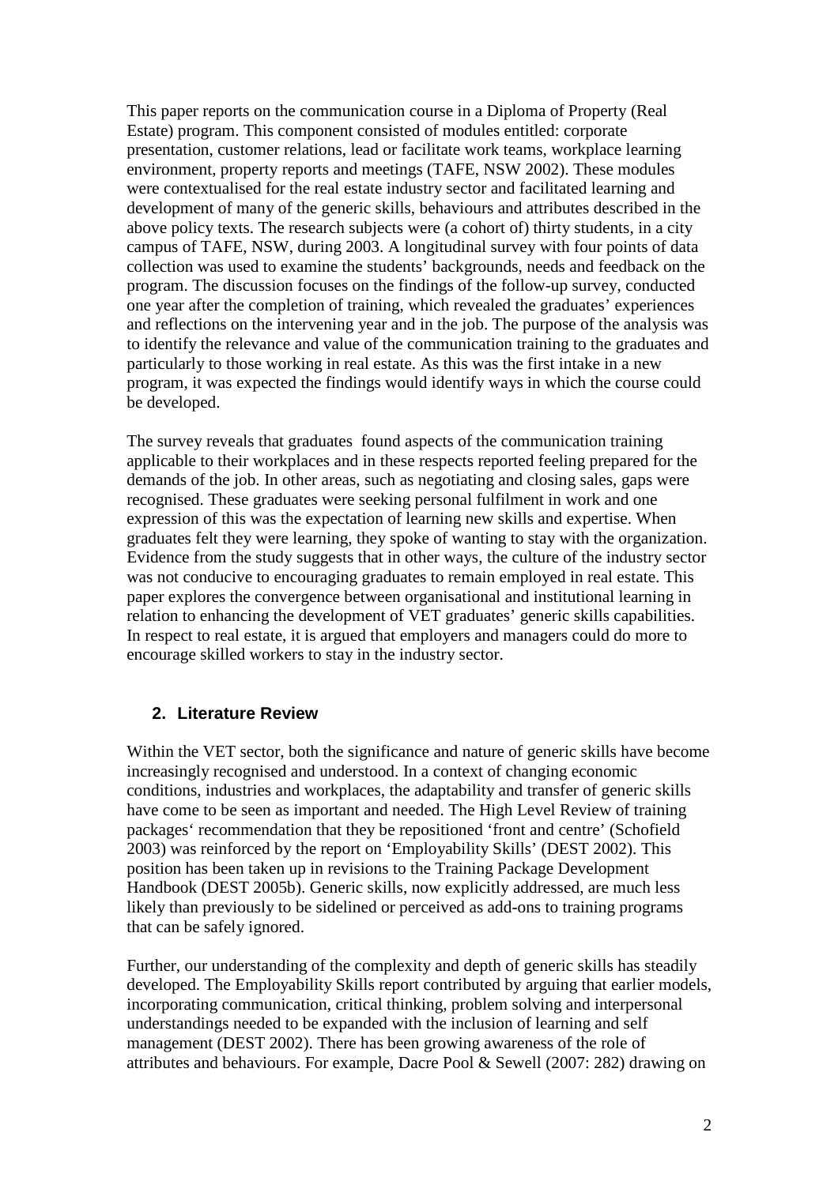This paper reports on the communication course in a Diploma of Property (Real Estate) program. This component consisted of modules entitled: corporate presentation, customer relations, lead or facilitate work teams, workplace learning environment, property reports and meetings (TAFE, NSW 2002). These modules were contextualised for the real estate industry sector and facilitated learning and development of many of the generic skills, behaviours and attributes described in the above policy texts. The research subjects were (a cohort of) thirty students, in a city campus of TAFE, NSW, during 2003. A longitudinal survey with four points of data collection was used to examine the students' backgrounds, needs and feedback on the program. The discussion focuses on the findings of the follow-up survey, conducted one year after the completion of training, which revealed the graduates' experiences and reflections on the intervening year and in the job. The purpose of the analysis was to identify the relevance and value of the communication training to the graduates and particularly to those working in real estate. As this was the first intake in a new program, it was expected the findings would identify ways in which the course could be developed.

The survey reveals that graduates found aspects of the communication training applicable to their workplaces and in these respects reported feeling prepared for the demands of the job. In other areas, such as negotiating and closing sales, gaps were recognised. These graduates were seeking personal fulfilment in work and one expression of this was the expectation of learning new skills and expertise. When graduates felt they were learning, they spoke of wanting to stay with the organization. Evidence from the study suggests that in other ways, the culture of the industry sector was not conducive to encouraging graduates to remain employed in real estate. This paper explores the convergence between organisational and institutional learning in relation to enhancing the development of VET graduates' generic skills capabilities. In respect to real estate, it is argued that employers and managers could do more to encourage skilled workers to stay in the industry sector.

## 2. Literature Review

Within the VET sector, both the significance and nature of generic skills have become increasingly recognised and understood. In a context of changing economic conditions, industries and workplaces, the adaptability and transfer of generic skills have come to be seen as important and needed. The High Level Review of training packages' recommendation that they be repositioned 'front and centre' (Schofield 2003) was reinforced by the report on 'Employability Skills' (DEST 2002). This position has been taken up in revisions to the Training Package Development Handbook (DEST 2005b). Generic skills, now explicitly addressed, are much less likely than previously to be sidelined or perceived as add-ons to training programs that can be safely ignored.

Further, our understanding of the complexity and depth of generic skills has steadily developed. The Employability Skills report contributed by arguing that earlier models, incorporating communication, critical thinking, problem solving and interpersonal understandings needed to be expanded with the inclusion of learning and self management (DEST 2002). There has been growing awareness of the role of attributes and behaviours. For example, Dacre Pool & Sewell (2007: 282) drawing on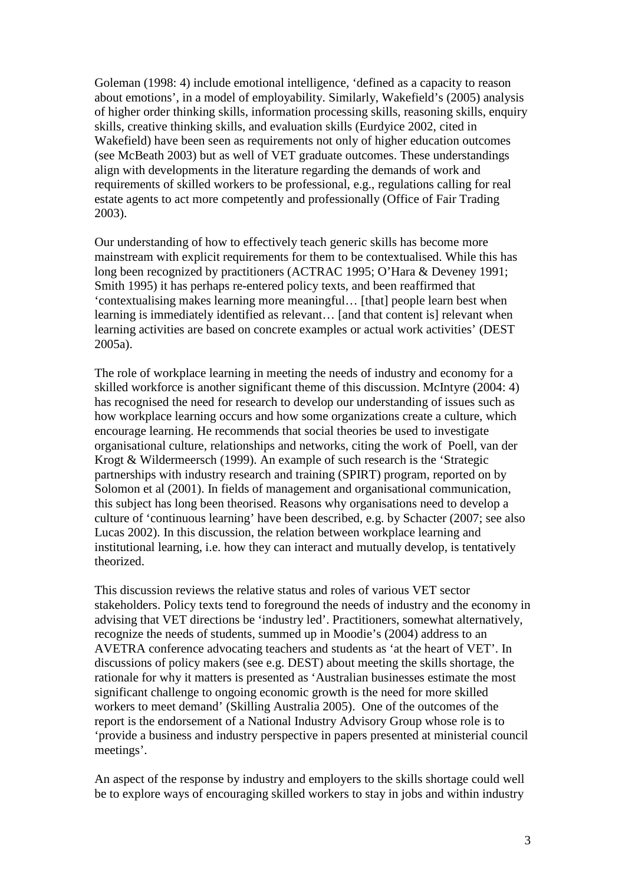Goleman (1998: 4) include emotional intelligence, 'defined as a capacity to reason about emotions', in a model of employability. Similarly, Wakefield's (2005) analysis of higher order thinking skills, information processing skills, reasoning skills, enquiry skills, creative thinking skills, and evaluation skills (Eurdyice 2002, cited in Wakefield) have been seen as requirements not only of higher education outcomes (see McBeath 2003) but as well of VET graduate outcomes. These understandings align with developments in the literature regarding the demands of work and requirements of skilled workers to be professional, e.g., regulations calling for real estate agents to act more competently and professionally (Office of Fair Trading 2003).

Our understanding of how to effectively teach generic skills has become more mainstream with explicit requirements for them to be contextualised. While this has long been recognized by practitioners (ACTRAC 1995; O'Hara & Deveney 1991; Smith 1995) it has perhaps re-entered policy texts, and been reaffirmed that 'contextualising makes learning more meaningful… [that] people learn best when learning is immediately identified as relevant… [and that content is] relevant when learning activities are based on concrete examples or actual work activities' (DEST 2005a).

The role of workplace learning in meeting the needs of industry and economy for a skilled workforce is another significant theme of this discussion. McIntyre (2004: 4) has recognised the need for research to develop our understanding of issues such as how workplace learning occurs and how some organizations create a culture, which encourage learning. He recommends that social theories be used to investigate organisational culture, relationships and networks, citing the work of Poell, van der Krogt & Wildermeersch (1999). An example of such research is the 'Strategic partnerships with industry research and training (SPIRT) program, reported on by Solomon et al (2001). In fields of management and organisational communication, this subject has long been theorised. Reasons why organisations need to develop a culture of 'continuous learning' have been described, e.g. by Schacter (2007; see also Lucas 2002). In this discussion, the relation between workplace learning and institutional learning, i.e. how they can interact and mutually develop, is tentatively theorized.

This discussion reviews the relative status and roles of various VET sector stakeholders. Policy texts tend to foreground the needs of industry and the economy in advising that VET directions be 'industry led'. Practitioners, somewhat alternatively, recognize the needs of students, summed up in Moodie's (2004) address to an AVETRA conference advocating teachers and students as 'at the heart of VET'. In discussions of policy makers (see e.g. DEST) about meeting the skills shortage, the rationale for why it matters is presented as 'Australian businesses estimate the most significant challenge to ongoing economic growth is the need for more skilled workers to meet demand' (Skilling Australia 2005). One of the outcomes of the report is the endorsement of a National Industry Advisory Group whose role is to 'provide a business and industry perspective in papers presented at ministerial council meetings'.

An aspect of the response by industry and employers to the skills shortage could well be to explore ways of encouraging skilled workers to stay in jobs and within industry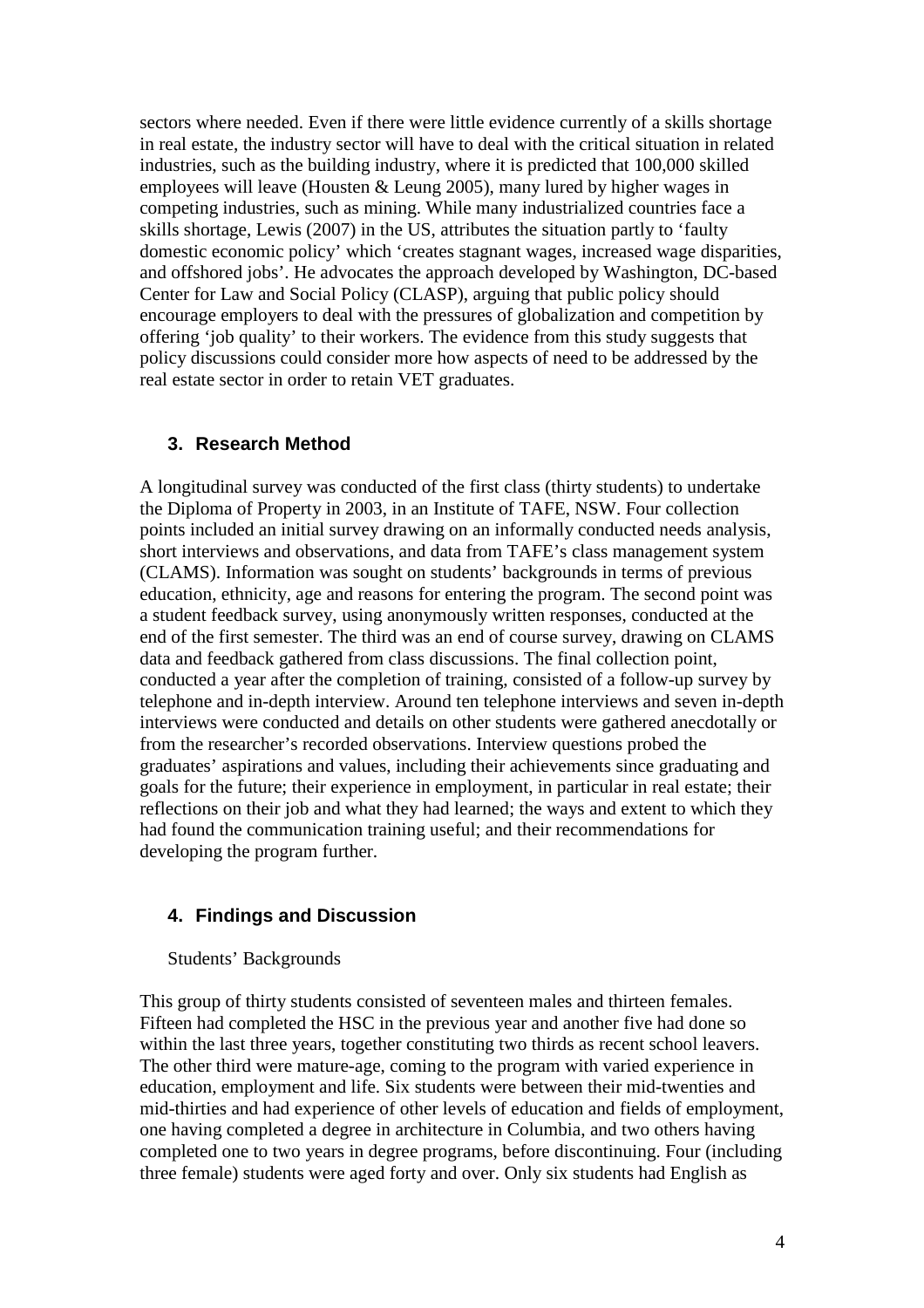sectors where needed. Even if there were little evidence currently of a skills shortage in real estate, the industry sector will have to deal with the critical situation in related industries, such as the building industry, where it is predicted that 100,000 skilled employees will leave (Housten & Leung 2005), many lured by higher wages in competing industries, such as mining. While many industrialized countries face a skills shortage, Lewis (2007) in the US, attributes the situation partly to 'faulty domestic economic policy' which 'creates stagnant wages, increased wage disparities, and offshored jobs'. He advocates the approach developed by Washington, DC-based Center for Law and Social Policy (CLASP), arguing that public policy should encourage employers to deal with the pressures of globalization and competition by offering 'job quality' to their workers. The evidence from this study suggests that policy discussions could consider more how aspects of need to be addressed by the real estate sector in order to retain VET graduates.

## 3. Research Method

A longitudinal survey was conducted of the first class (thirty students) to undertake the Diploma of Property in 2003, in an Institute of TAFE, NSW. Four collection points included an initial survey drawing on an informally conducted needs analysis, short interviews and observations, and data from TAFE's class management system (CLAMS). Information was sought on students' backgrounds in terms of previous education, ethnicity, age and reasons for entering the program. The second point was a student feedback survey, using anonymously written responses, conducted at the end of the first semester. The third was an end of course survey, drawing on CLAMS data and feedback gathered from class discussions. The final collection point, conducted a year after the completion of training, consisted of a follow-up survey by telephone and in-depth interview. Around ten telephone interviews and seven in-depth interviews were conducted and details on other students were gathered anecdotally or from the researcher's recorded observations. Interview questions probed the graduates' aspirations and values, including their achievements since graduating and goals for the future; their experience in employment, in particular in real estate; their reflections on their job and what they had learned; the ways and extent to which they had found the communication training useful; and their recommendations for developing the program further.

## 4. Findings and Discussion

### Students' Backgrounds

This group of thirty students consisted of seventeen males and thirteen females. Fifteen had completed the HSC in the previous year and another five had done so within the last three years, together constituting two thirds as recent school leavers. The other third were mature-age, coming to the program with varied experience in education, employment and life. Six students were between their mid-twenties and mid-thirties and had experience of other levels of education and fields of employment, one having completed a degree in architecture in Columbia, and two others having completed one to two years in degree programs, before discontinuing. Four (including three female) students were aged forty and over. Only six students had English as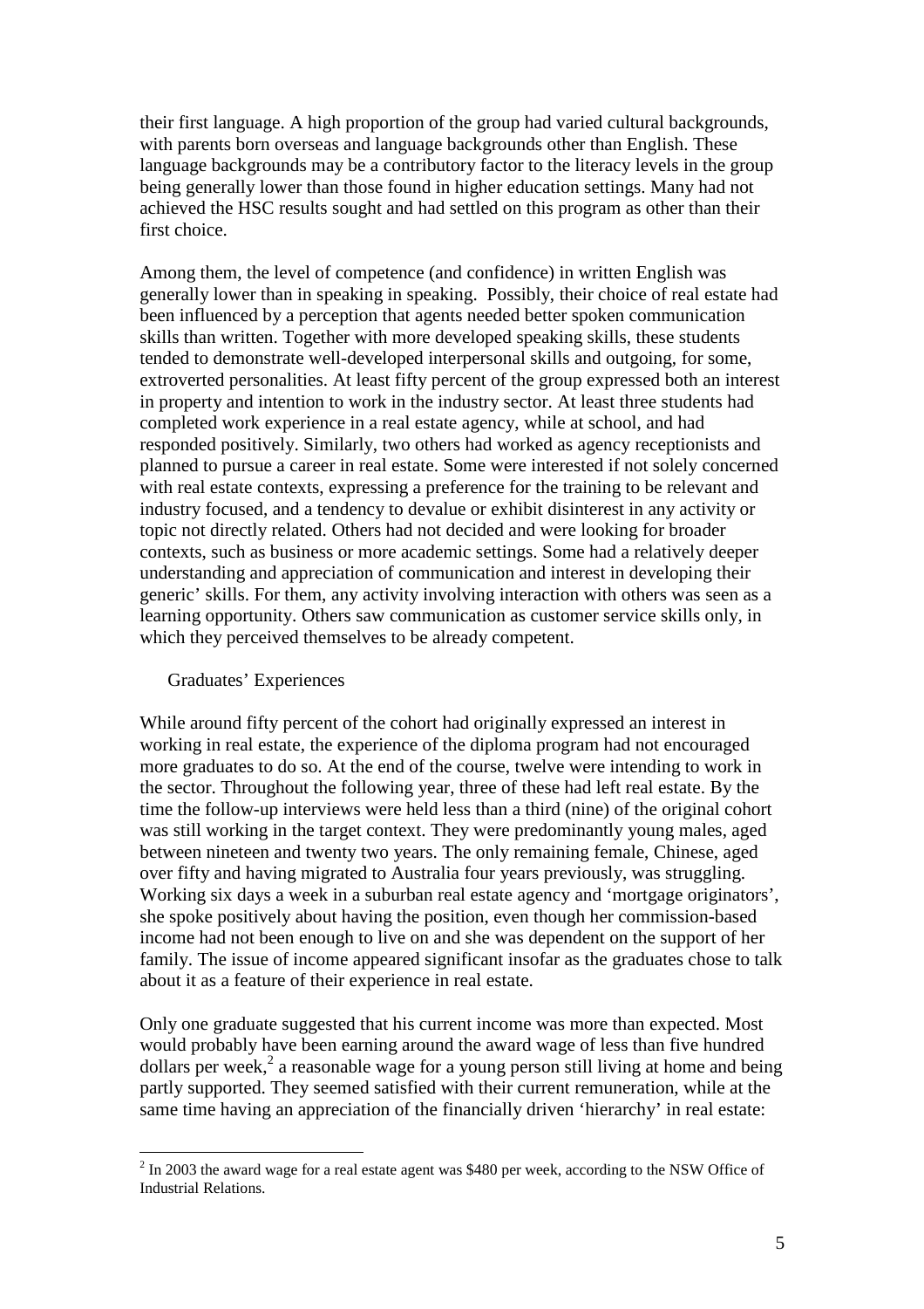their first language. A high proportion of the group had varied cultural backgrounds, with parents born overseas and language backgrounds other than English. These language backgrounds may be a contributory factor to the literacy levels in the group being generally lower than those found in higher education settings. Many had not achieved the HSC results sought and had settled on this program as other than their first choice.

Among them, the level of competence (and confidence) in written English was generally lower than in speaking in speaking. Possibly, their choice of real estate had been influenced by a perception that agents needed better spoken communication skills than written. Together with more developed speaking skills, these students tended to demonstrate well-developed interpersonal skills and outgoing, for some, extroverted personalities. At least fifty percent of the group expressed both an interest in property and intention to work in the industry sector. At least three students had completed work experience in a real estate agency, while at school, and had responded positively. Similarly, two others had worked as agency receptionists and planned to pursue a career in real estate. Some were interested if not solely concerned with real estate contexts, expressing a preference for the training to be relevant and industry focused, and a tendency to devalue or exhibit disinterest in any activity or topic not directly related. Others had not decided and were looking for broader contexts, such as business or more academic settings. Some had a relatively deeper understanding and appreciation of communication and interest in developing their generic' skills. For them, any activity involving interaction with others was seen as a learning opportunity. Others saw communication as customer service skills only, in which they perceived themselves to be already competent.

## Graduates' Experiences

While around fifty percent of the cohort had originally expressed an interest in working in real estate, the experience of the diploma program had not encouraged more graduates to do so. At the end of the course, twelve were intending to work in the sector. Throughout the following year, three of these had left real estate. By the time the follow-up interviews were held less than a third (nine) of the original cohort was still working in the target context. They were predominantly young males, aged between nineteen and twenty two years. The only remaining female, Chinese, aged over fifty and having migrated to Australia four years previously, was struggling. Working six days a week in a suburban real estate agency and 'mortgage originators', she spoke positively about having the position, even though her commission-based income had not been enough to live on and she was dependent on the support of her family. The issue of income appeared significant insofar as the graduates chose to talk about it as a feature of their experience in real estate.

Only one graduate suggested that his current income was more than expected. Most would probably have been earning around the award wage of less than five hundred dollars per week,[2] a reasonable wage for a young person still living at home and being partly supported. They seemed satisfied with their current remuneration, while at the same time having an appreciation of the financially driven 'hierarchy' in real estate:

[2] In 2003 the award wage for a real estate agent was $480 per week, according to the NSW Office of Industrial Relations.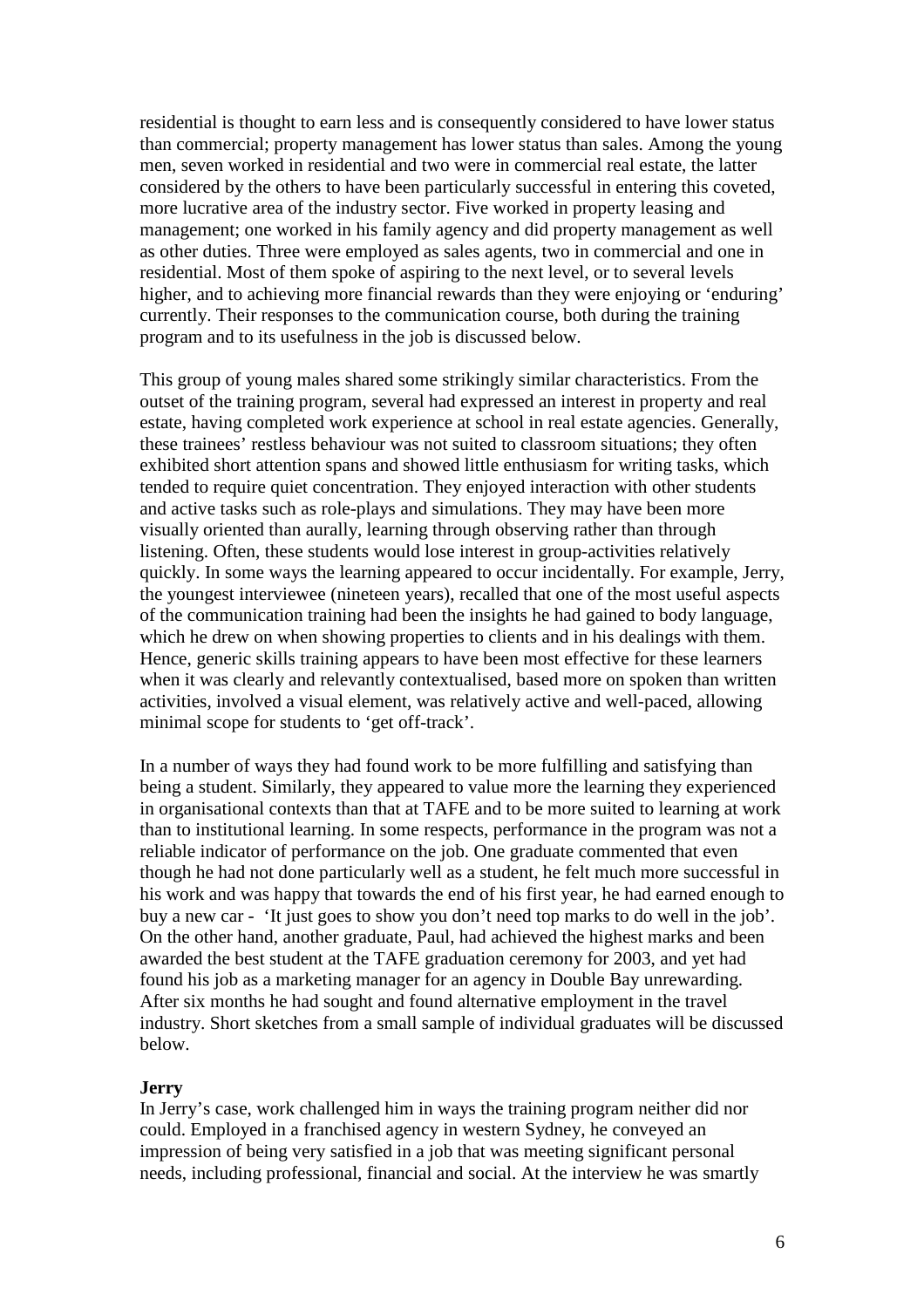residential is thought to earn less and is consequently considered to have lower status than commercial; property management has lower status than sales. Among the young men, seven worked in residential and two were in commercial real estate, the latter considered by the others to have been particularly successful in entering this coveted, more lucrative area of the industry sector. Five worked in property leasing and management; one worked in his family agency and did property management as well as other duties. Three were employed as sales agents, two in commercial and one in residential. Most of them spoke of aspiring to the next level, or to several levels higher, and to achieving more financial rewards than they were enjoying or 'enduring' currently. Their responses to the communication course, both during the training program and to its usefulness in the job is discussed below.

This group of young males shared some strikingly similar characteristics. From the outset of the training program, several had expressed an interest in property and real estate, having completed work experience at school in real estate agencies. Generally, these trainees' restless behaviour was not suited to classroom situations; they often exhibited short attention spans and showed little enthusiasm for writing tasks, which tended to require quiet concentration. They enjoyed interaction with other students and active tasks such as role-plays and simulations. They may have been more visually oriented than aurally, learning through observing rather than through listening. Often, these students would lose interest in group-activities relatively quickly. In some ways the learning appeared to occur incidentally. For example, Jerry, the youngest interviewee (nineteen years), recalled that one of the most useful aspects of the communication training had been the insights he had gained to body language, which he drew on when showing properties to clients and in his dealings with them. Hence, generic skills training appears to have been most effective for these learners when it was clearly and relevantly contextualised, based more on spoken than written activities, involved a visual element, was relatively active and well-paced, allowing minimal scope for students to 'get off-track'.

In a number of ways they had found work to be more fulfilling and satisfying than being a student. Similarly, they appeared to value more the learning they experienced in organisational contexts than that at TAFE and to be more suited to learning at work than to institutional learning. In some respects, performance in the program was not a reliable indicator of performance on the job. One graduate commented that even though he had not done particularly well as a student, he felt much more successful in his work and was happy that towards the end of his first year, he had earned enough to buy a new car - 'It just goes to show you don't need top marks to do well in the job'. On the other hand, another graduate, Paul, had achieved the highest marks and been awarded the best student at the TAFE graduation ceremony for 2003, and yet had found his job as a marketing manager for an agency in Double Bay unrewarding. After six months he had sought and found alternative employment in the travel industry. Short sketches from a small sample of individual graduates will be discussed below.

**Jerry**

In Jerry's case, work challenged him in ways the training program neither did nor could. Employed in a franchised agency in western Sydney, he conveyed an impression of being very satisfied in a job that was meeting significant personal needs, including professional, financial and social. At the interview he was smartly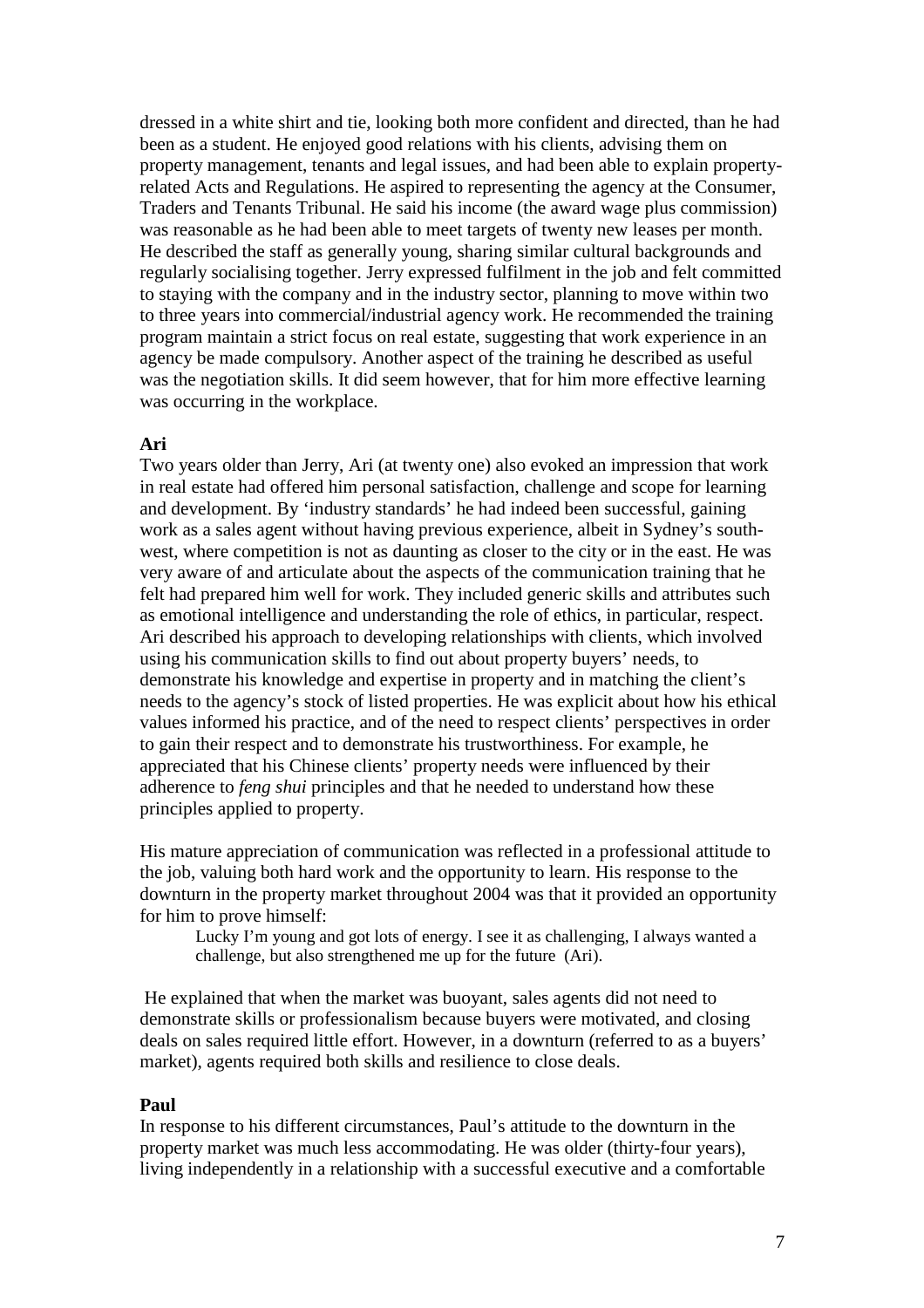dressed in a white shirt and tie, looking both more confident and directed, than he had been as a student. He enjoyed good relations with his clients, advising them on property management, tenants and legal issues, and had been able to explain property-related Acts and Regulations. He aspired to representing the agency at the Consumer, Traders and Tenants Tribunal. He said his income (the award wage plus commission) was reasonable as he had been able to meet targets of twenty new leases per month. He described the staff as generally young, sharing similar cultural backgrounds and regularly socialising together. Jerry expressed fulfilment in the job and felt committed to staying with the company and in the industry sector, planning to move within two to three years into commercial/industrial agency work. He recommended the training program maintain a strict focus on real estate, suggesting that work experience in an agency be made compulsory. Another aspect of the training he described as useful was the negotiation skills. It did seem however, that for him more effective learning was occurring in the workplace.

**Ari**

Two years older than Jerry, Ari (at twenty one) also evoked an impression that work in real estate had offered him personal satisfaction, challenge and scope for learning and development. By 'industry standards' he had indeed been successful, gaining work as a sales agent without having previous experience, albeit in Sydney's south-west, where competition is not as daunting as closer to the city or in the east. He was very aware of and articulate about the aspects of the communication training that he felt had prepared him well for work. They included generic skills and attributes such as emotional intelligence and understanding the role of ethics, in particular, respect. Ari described his approach to developing relationships with clients, which involved using his communication skills to find out about property buyers' needs, to demonstrate his knowledge and expertise in property and in matching the client's needs to the agency's stock of listed properties. He was explicit about how his ethical values informed his practice, and of the need to respect clients' perspectives in order to gain their respect and to demonstrate his trustworthiness. For example, he appreciated that his Chinese clients' property needs were influenced by their adherence to *feng shui* principles and that he needed to understand how these principles applied to property.

His mature appreciation of communication was reflected in a professional attitude to the job, valuing both hard work and the opportunity to learn. His response to the downturn in the property market throughout 2004 was that it provided an opportunity for him to prove himself:

> Lucky I'm young and got lots of energy. I see it as challenging, I always wanted a challenge, but also strengthened me up for the future (Ari).

He explained that when the market was buoyant, sales agents did not need to demonstrate skills or professionalism because buyers were motivated, and closing deals on sales required little effort. However, in a downturn (referred to as a buyers' market), agents required both skills and resilience to close deals.

**Paul**

In response to his different circumstances, Paul's attitude to the downturn in the property market was much less accommodating. He was older (thirty-four years), living independently in a relationship with a successful executive and a comfortable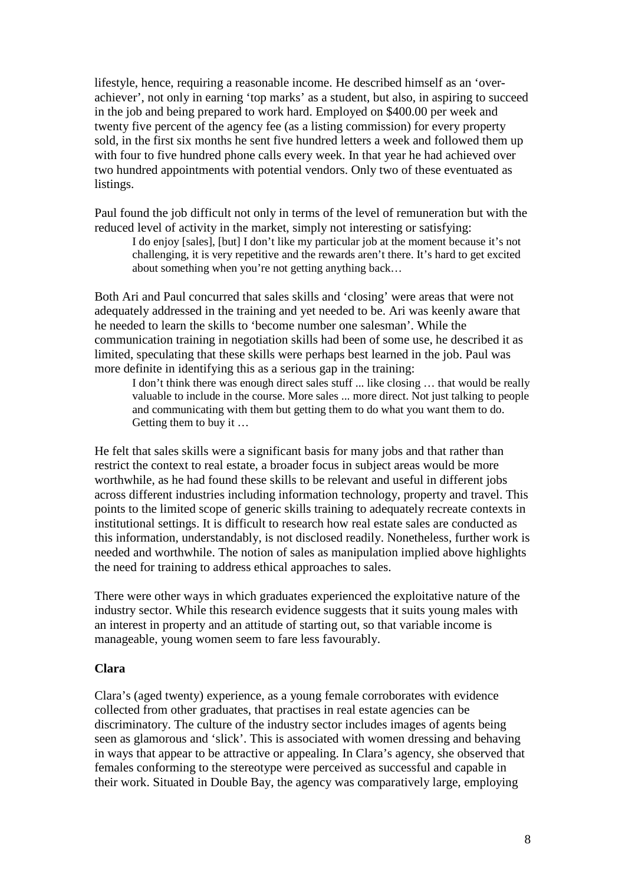lifestyle, hence, requiring a reasonable income. He described himself as an 'over-achiever', not only in earning 'top marks' as a student, but also, in aspiring to succeed in the job and being prepared to work hard. Employed on $400.00 per week and twenty five percent of the agency fee (as a listing commission) for every property sold, in the first six months he sent five hundred letters a week and followed them up with four to five hundred phone calls every week. In that year he had achieved over two hundred appointments with potential vendors. Only two of these eventuated as listings.

Paul found the job difficult not only in terms of the level of remuneration but with the reduced level of activity in the market, simply not interesting or satisfying:

> I do enjoy [sales], [but] I don't like my particular job at the moment because it's not challenging, it is very repetitive and the rewards aren't there. It's hard to get excited about something when you're not getting anything back…

Both Ari and Paul concurred that sales skills and 'closing' were areas that were not adequately addressed in the training and yet needed to be. Ari was keenly aware that he needed to learn the skills to 'become number one salesman'. While the communication training in negotiation skills had been of some use, he described it as limited, speculating that these skills were perhaps best learned in the job. Paul was more definite in identifying this as a serious gap in the training:

> I don't think there was enough direct sales stuff ... like closing … that would be really valuable to include in the course. More sales ... more direct. Not just talking to people and communicating with them but getting them to do what you want them to do. Getting them to buy it …

He felt that sales skills were a significant basis for many jobs and that rather than restrict the context to real estate, a broader focus in subject areas would be more worthwhile, as he had found these skills to be relevant and useful in different jobs across different industries including information technology, property and travel. This points to the limited scope of generic skills training to adequately recreate contexts in institutional settings. It is difficult to research how real estate sales are conducted as this information, understandably, is not disclosed readily. Nonetheless, further work is needed and worthwhile. The notion of sales as manipulation implied above highlights the need for training to address ethical approaches to sales.

There were other ways in which graduates experienced the exploitative nature of the industry sector. While this research evidence suggests that it suits young males with an interest in property and an attitude of starting out, so that variable income is manageable, young women seem to fare less favourably.

**Clara**

Clara's (aged twenty) experience, as a young female corroborates with evidence collected from other graduates, that practises in real estate agencies can be discriminatory. The culture of the industry sector includes images of agents being seen as glamorous and 'slick'. This is associated with women dressing and behaving in ways that appear to be attractive or appealing. In Clara's agency, she observed that females conforming to the stereotype were perceived as successful and capable in their work. Situated in Double Bay, the agency was comparatively large, employing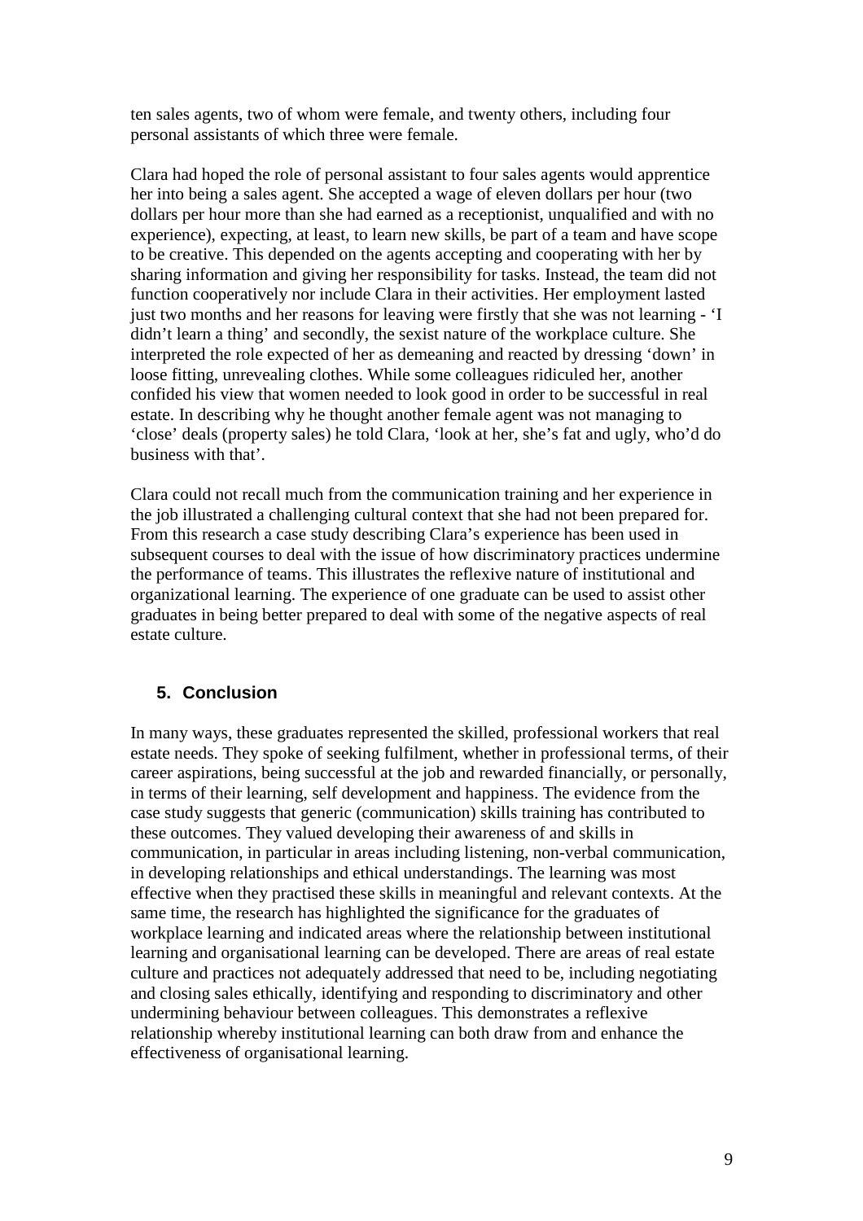ten sales agents, two of whom were female, and twenty others, including four personal assistants of which three were female.

Clara had hoped the role of personal assistant to four sales agents would apprentice her into being a sales agent. She accepted a wage of eleven dollars per hour (two dollars per hour more than she had earned as a receptionist, unqualified and with no experience), expecting, at least, to learn new skills, be part of a team and have scope to be creative. This depended on the agents accepting and cooperating with her by sharing information and giving her responsibility for tasks. Instead, the team did not function cooperatively nor include Clara in their activities. Her employment lasted just two months and her reasons for leaving were firstly that she was not learning - 'I didn't learn a thing' and secondly, the sexist nature of the workplace culture. She interpreted the role expected of her as demeaning and reacted by dressing 'down' in loose fitting, unrevealing clothes. While some colleagues ridiculed her, another confided his view that women needed to look good in order to be successful in real estate. In describing why he thought another female agent was not managing to 'close' deals (property sales) he told Clara, 'look at her, she's fat and ugly, who'd do business with that'.

Clara could not recall much from the communication training and her experience in the job illustrated a challenging cultural context that she had not been prepared for. From this research a case study describing Clara's experience has been used in subsequent courses to deal with the issue of how discriminatory practices undermine the performance of teams. This illustrates the reflexive nature of institutional and organizational learning. The experience of one graduate can be used to assist other graduates in being better prepared to deal with some of the negative aspects of real estate culture.

## 5. Conclusion

In many ways, these graduates represented the skilled, professional workers that real estate needs. They spoke of seeking fulfilment, whether in professional terms, of their career aspirations, being successful at the job and rewarded financially, or personally, in terms of their learning, self development and happiness. The evidence from the case study suggests that generic (communication) skills training has contributed to these outcomes. They valued developing their awareness of and skills in communication, in particular in areas including listening, non-verbal communication, in developing relationships and ethical understandings. The learning was most effective when they practised these skills in meaningful and relevant contexts. At the same time, the research has highlighted the significance for the graduates of workplace learning and indicated areas where the relationship between institutional learning and organisational learning can be developed. There are areas of real estate culture and practices not adequately addressed that need to be, including negotiating and closing sales ethically, identifying and responding to discriminatory and other undermining behaviour between colleagues. This demonstrates a reflexive relationship whereby institutional learning can both draw from and enhance the effectiveness of organisational learning.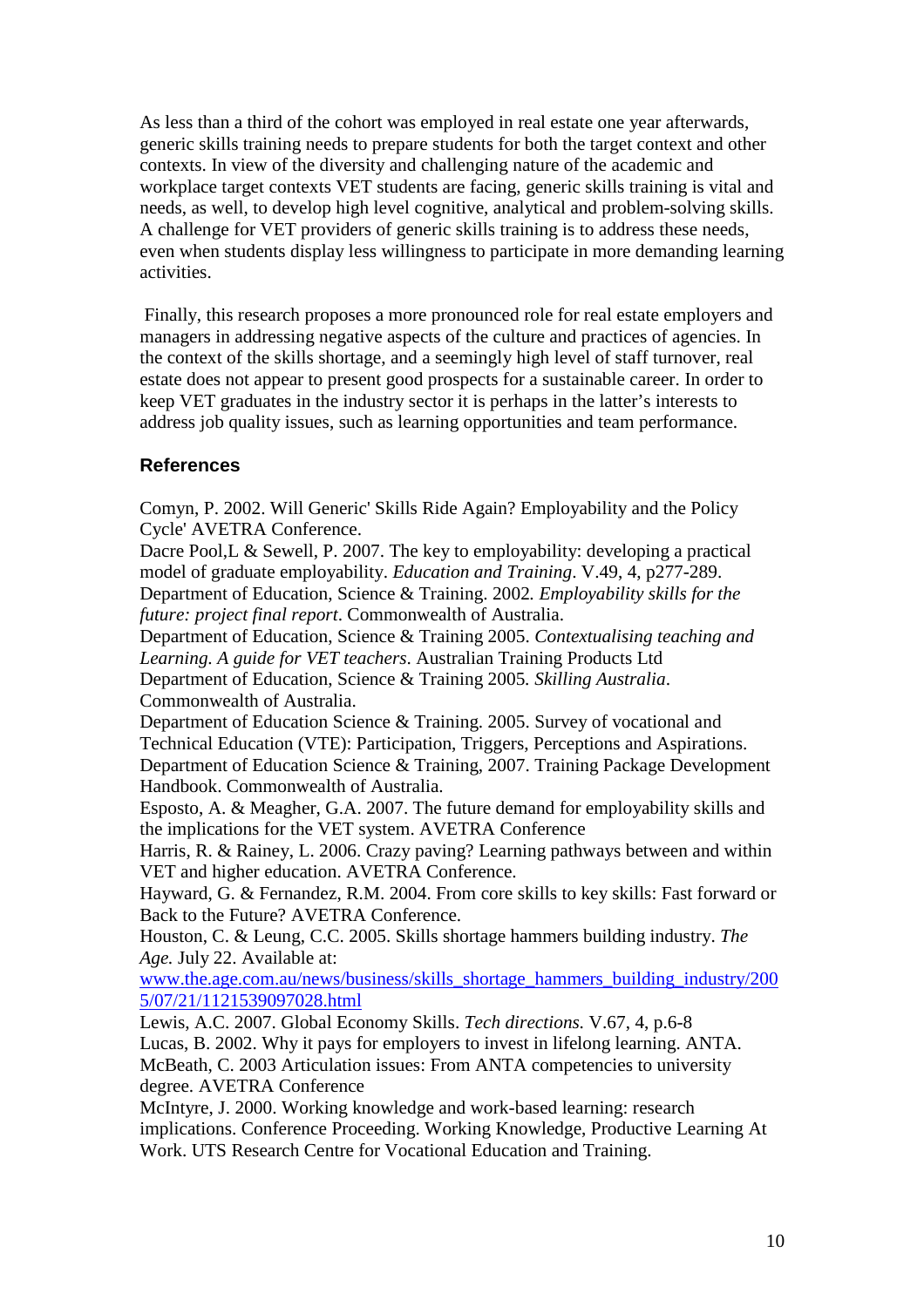As less than a third of the cohort was employed in real estate one year afterwards, generic skills training needs to prepare students for both the target context and other contexts. In view of the diversity and challenging nature of the academic and workplace target contexts VET students are facing, generic skills training is vital and needs, as well, to develop high level cognitive, analytical and problem-solving skills. A challenge for VET providers of generic skills training is to address these needs, even when students display less willingness to participate in more demanding learning activities.

Finally, this research proposes a more pronounced role for real estate employers and managers in addressing negative aspects of the culture and practices of agencies. In the context of the skills shortage, and a seemingly high level of staff turnover, real estate does not appear to present good prospects for a sustainable career. In order to keep VET graduates in the industry sector it is perhaps in the latter's interests to address job quality issues, such as learning opportunities and team performance.

## References

Comyn, P. 2002. Will Generic' Skills Ride Again? Employability and the Policy Cycle' AVETRA Conference.

Dacre Pool,L & Sewell, P. 2007. The key to employability: developing a practical model of graduate employability. *Education and Training*. V.49, 4, p277-289.

Department of Education, Science & Training. 2002*. Employability skills for the future: project final report*. Commonwealth of Australia.

Department of Education, Science & Training 2005. *Contextualising teaching and Learning. A guide for VET teachers*. Australian Training Products Ltd

Department of Education, Science & Training 2005*. Skilling Australia*. Commonwealth of Australia.

Department of Education Science & Training. 2005. Survey of vocational and Technical Education (VTE): Participation, Triggers, Perceptions and Aspirations.

Department of Education Science & Training, 2007. Training Package Development Handbook. Commonwealth of Australia.

Esposto, A. & Meagher, G.A. 2007. The future demand for employability skills and the implications for the VET system. AVETRA Conference

Harris, R. & Rainey, L. 2006. Crazy paving? Learning pathways between and within VET and higher education. AVETRA Conference.

Hayward, G. & Fernandez, R.M. 2004. From core skills to key skills: Fast forward or Back to the Future? AVETRA Conference.

Houston, C. & Leung, C.C. 2005. Skills shortage hammers building industry. *The Age.* July 22. Available at: www.the.age.com.au/news/business/skills_shortage_hammers_building_industry/2005/07/21/1121539097028.html

Lewis, A.C. 2007. Global Economy Skills. *Tech directions.* V.67, 4, p.6-8

Lucas, B. 2002. Why it pays for employers to invest in lifelong learning. ANTA.

McBeath, C. 2003 Articulation issues: From ANTA competencies to university degree. AVETRA Conference

McIntyre, J. 2000. Working knowledge and work-based learning: research implications. Conference Proceeding. Working Knowledge, Productive Learning At Work. UTS Research Centre for Vocational Education and Training.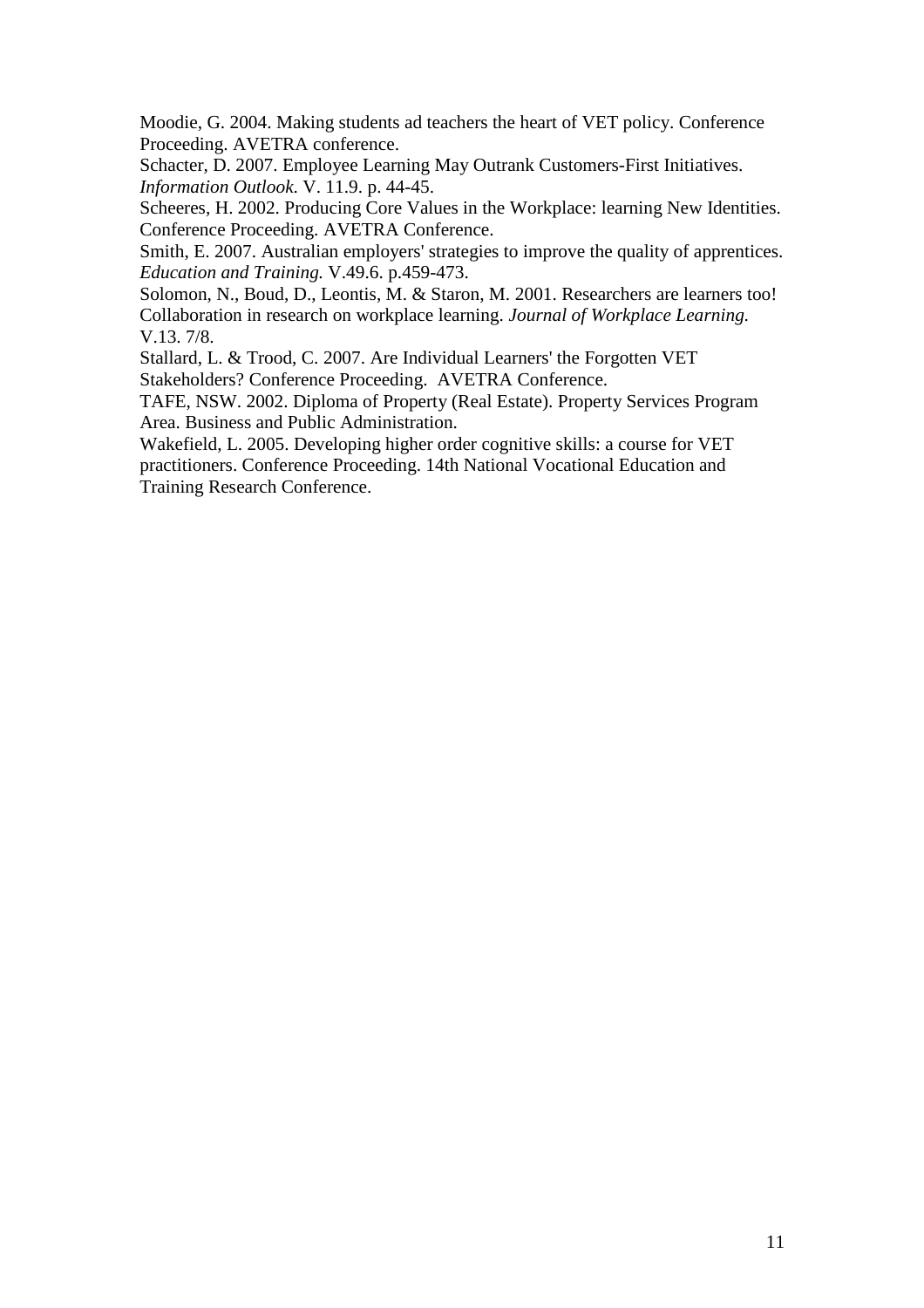Moodie, G. 2004. Making students ad teachers the heart of VET policy. Conference Proceeding. AVETRA conference.

Schacter, D. 2007. Employee Learning May Outrank Customers-First Initiatives. *Information Outlook*. V. 11.9. p. 44-45.

Scheeres, H. 2002. Producing Core Values in the Workplace: learning New Identities. Conference Proceeding. AVETRA Conference.

Smith, E. 2007. Australian employers' strategies to improve the quality of apprentices. *Education and Training.* V.49.6. p.459-473.

Solomon, N., Boud, D., Leontis, M. & Staron, M. 2001. Researchers are learners too! Collaboration in research on workplace learning. *Journal of Workplace Learning.* V.13. 7/8.

Stallard, L. & Trood, C. 2007. Are Individual Learners' the Forgotten VET Stakeholders? Conference Proceeding. AVETRA Conference.

TAFE, NSW. 2002. Diploma of Property (Real Estate). Property Services Program Area. Business and Public Administration.

Wakefield, L. 2005. Developing higher order cognitive skills: a course for VET practitioners. Conference Proceeding. 14th National Vocational Education and Training Research Conference.